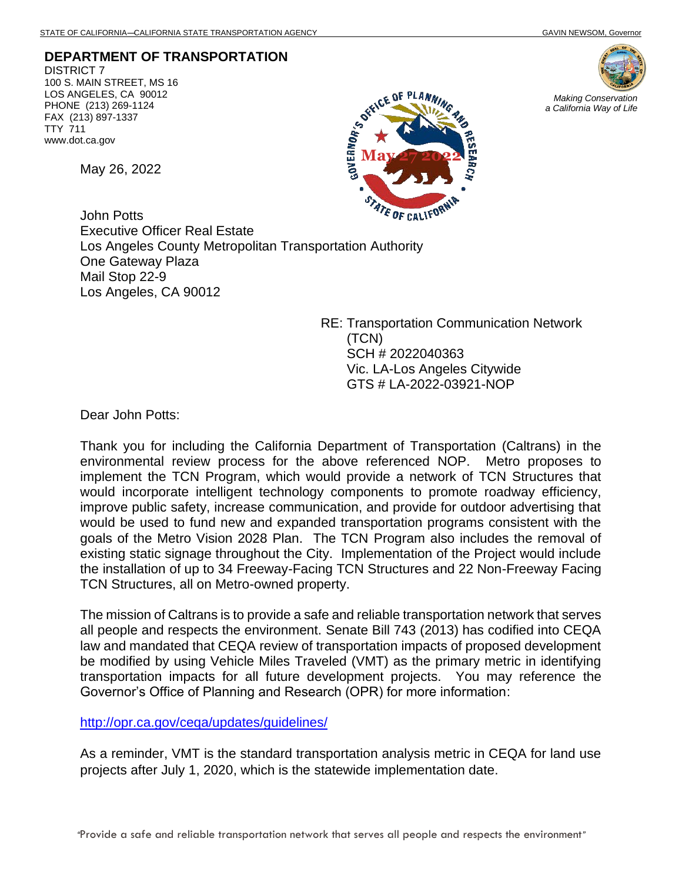STATE OF CALIFORNIA—CALIFORNIA STATE TRANSPORTATION AGENCY GAVIN NEWSOM, Governor

**DEPARTMENT OF TRANSPORTATION**
DISTRICT 7
100 S. MAIN STREET, MS 16
LOS ANGELES, CA 90012
PHONE (213) 269-1124
FAX (213) 897-1337
TTY 711
www.dot.ca.gov

*Making Conservation a California Way of Life*

GOVERNOR'S OFFICE OF PLANNING AND RESEARCH
May 27 2022
STATE OF CALIFORNIA

May 26, 2022

John Potts
Executive Officer Real Estate
Los Angeles County Metropolitan Transportation Authority
One Gateway Plaza
Mail Stop 22-9
Los Angeles, CA 90012

RE: Transportation Communication Network (TCN)
SCH # 2022040363
Vic. LA-Los Angeles Citywide
GTS # LA-2022-03921-NOP

Dear John Potts:

Thank you for including the California Department of Transportation (Caltrans) in the environmental review process for the above referenced NOP. Metro proposes to implement the TCN Program, which would provide a network of TCN Structures that would incorporate intelligent technology components to promote roadway efficiency, improve public safety, increase communication, and provide for outdoor advertising that would be used to fund new and expanded transportation programs consistent with the goals of the Metro Vision 2028 Plan. The TCN Program also includes the removal of existing static signage throughout the City. Implementation of the Project would include the installation of up to 34 Freeway-Facing TCN Structures and 22 Non-Freeway Facing TCN Structures, all on Metro-owned property.

The mission of Caltrans is to provide a safe and reliable transportation network that serves all people and respects the environment. Senate Bill 743 (2013) has codified into CEQA law and mandated that CEQA review of transportation impacts of proposed development be modified by using Vehicle Miles Traveled (VMT) as the primary metric in identifying transportation impacts for all future development projects. You may reference the Governor's Office of Planning and Research (OPR) for more information:

http://opr.ca.gov/ceqa/updates/guidelines/

As a reminder, VMT is the standard transportation analysis metric in CEQA for land use projects after July 1, 2020, which is the statewide implementation date.

"Provide a safe and reliable transportation network that serves all people and respects the environment"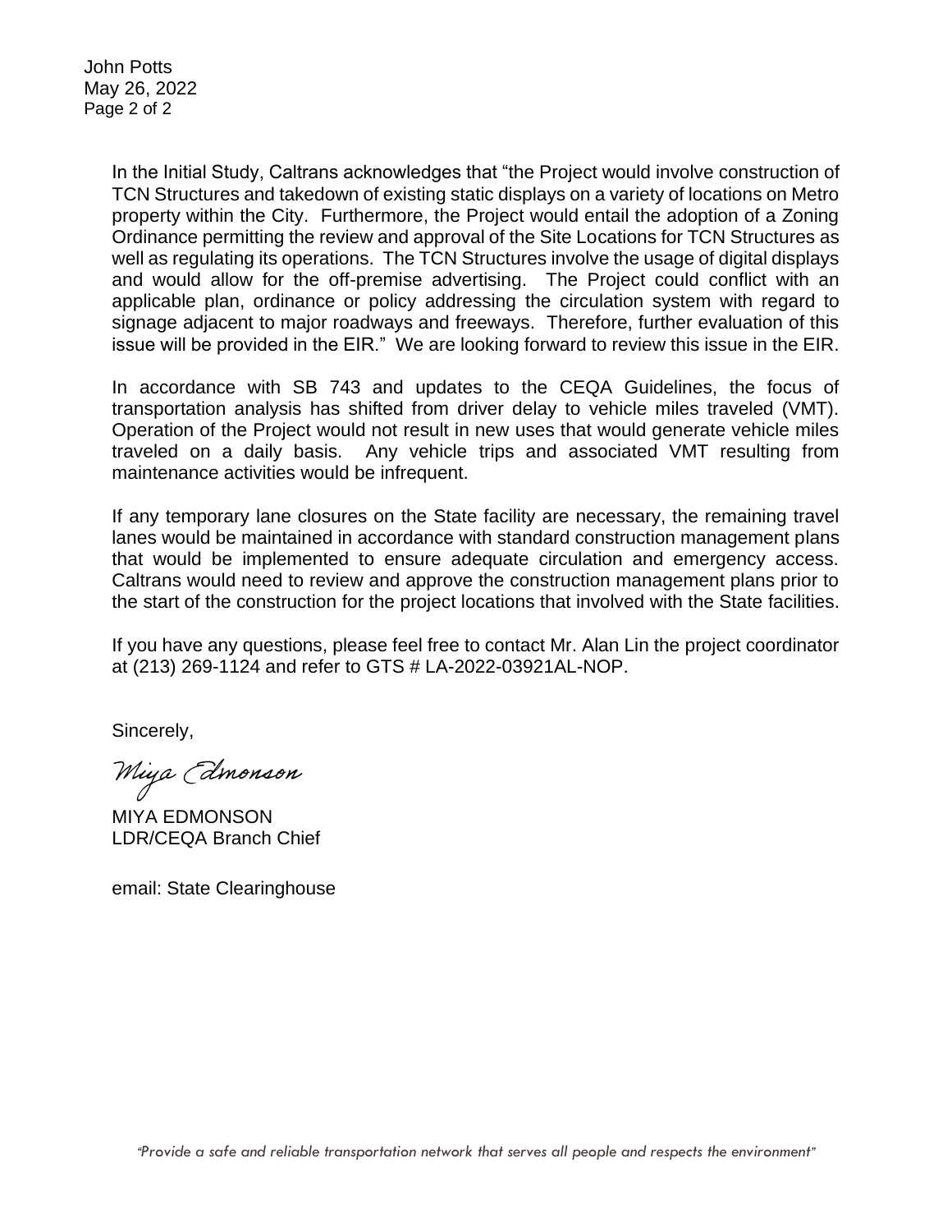In the Initial Study, Caltrans acknowledges that "the Project would involve construction of TCN Structures and takedown of existing static displays on a variety of locations on Metro property within the City. Furthermore, the Project would entail the adoption of a Zoning Ordinance permitting the review and approval of the Site Locations for TCN Structures as well as regulating its operations. The TCN Structures involve the usage of digital displays and would allow for the off-premise advertising. The Project could conflict with an applicable plan, ordinance or policy addressing the circulation system with regard to signage adjacent to major roadways and freeways. Therefore, further evaluation of this issue will be provided in the EIR." We are looking forward to review this issue in the EIR.

In accordance with SB 743 and updates to the CEQA Guidelines, the focus of transportation analysis has shifted from driver delay to vehicle miles traveled (VMT). Operation of the Project would not result in new uses that would generate vehicle miles traveled on a daily basis. Any vehicle trips and associated VMT resulting from maintenance activities would be infrequent.

If any temporary lane closures on the State facility are necessary, the remaining travel lanes would be maintained in accordance with standard construction management plans that would be implemented to ensure adequate circulation and emergency access. Caltrans would need to review and approve the construction management plans prior to the start of the construction for the project locations that involved with the State facilities.

If you have any questions, please feel free to contact Mr. Alan Lin the project coordinator at (213) 269-1124 and refer to GTS # LA-2022-03921AL-NOP.

Sincerely,

*Miya Edmonson*

MIYA EDMONSON
LDR/CEQA Branch Chief

email: State Clearinghouse

*"Provide a safe and reliable transportation network that serves all people and respects the environment"*